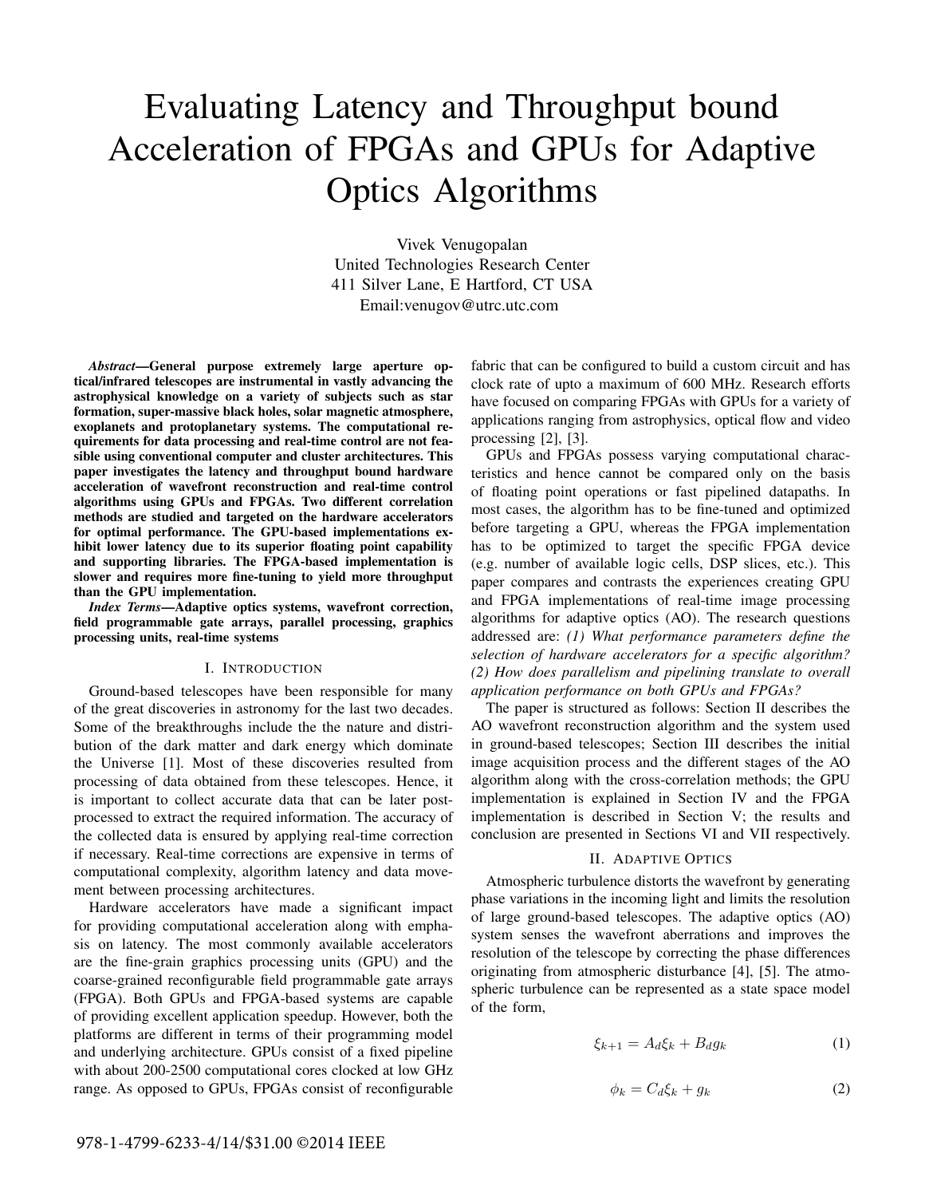# Evaluating Latency and Throughput bound Acceleration of FPGAs and GPUs for Adaptive Optics Algorithms

Vivek Venugopalan
United Technologies Research Center
411 Silver Lane, E Hartford, CT USA
Email:venugov@utrc.utc.com

***Abstract*—General purpose extremely large aperture optical/infrared telescopes are instrumental in vastly advancing the astrophysical knowledge on a variety of subjects such as star formation, super-massive black holes, solar magnetic atmosphere, exoplanets and protoplanetary systems. The computational requirements for data processing and real-time control are not feasible using conventional computer and cluster architectures. This paper investigates the latency and throughput bound hardware acceleration of wavefront reconstruction and real-time control algorithms using GPUs and FPGAs. Two different correlation methods are studied and targeted on the hardware accelerators for optimal performance. The GPU-based implementations exhibit lower latency due to its superior floating point capability and supporting libraries. The FPGA-based implementation is slower and requires more fine-tuning to yield more throughput than the GPU implementation.**

***Index Terms*—Adaptive optics systems, wavefront correction, field programmable gate arrays, parallel processing, graphics processing units, real-time systems**

## I. Introduction

Ground-based telescopes have been responsible for many of the great discoveries in astronomy for the last two decades. Some of the breakthroughs include the the nature and distribution of the dark matter and dark energy which dominate the Universe [1]. Most of these discoveries resulted from processing of data obtained from these telescopes. Hence, it is important to collect accurate data that can be later post-processed to extract the required information. The accuracy of the collected data is ensured by applying real-time correction if necessary. Real-time corrections are expensive in terms of computational complexity, algorithm latency and data movement between processing architectures.

Hardware accelerators have made a significant impact for providing computational acceleration along with emphasis on latency. The most commonly available accelerators are the fine-grain graphics processing units (GPU) and the coarse-grained reconfigurable field programmable gate arrays (FPGA). Both GPUs and FPGA-based systems are capable of providing excellent application speedup. However, both the platforms are different in terms of their programming model and underlying architecture. GPUs consist of a fixed pipeline with about 200-2500 computational cores clocked at low GHz range. As opposed to GPUs, FPGAs consist of reconfigurable fabric that can be configured to build a custom circuit and has clock rate of upto a maximum of 600 MHz. Research efforts have focused on comparing FPGAs with GPUs for a variety of applications ranging from astrophysics, optical flow and video processing [2], [3].

GPUs and FPGAs possess varying computational characteristics and hence cannot be compared only on the basis of floating point operations or fast pipelined datapaths. In most cases, the algorithm has to be fine-tuned and optimized before targeting a GPU, whereas the FPGA implementation has to be optimized to target the specific FPGA device (e.g. number of available logic cells, DSP slices, etc.). This paper compares and contrasts the experiences creating GPU and FPGA implementations of real-time image processing algorithms for adaptive optics (AO). The research questions addressed are: *(1) What performance parameters define the selection of hardware accelerators for a specific algorithm? (2) How does parallelism and pipelining translate to overall application performance on both GPUs and FPGAs?*

The paper is structured as follows: Section II describes the AO wavefront reconstruction algorithm and the system used in ground-based telescopes; Section III describes the initial image acquisition process and the different stages of the AO algorithm along with the cross-correlation methods; the GPU implementation is explained in Section IV and the FPGA implementation is described in Section V; the results and conclusion are presented in Sections VI and VII respectively.

## II. Adaptive Optics

Atmospheric turbulence distorts the wavefront by generating phase variations in the incoming light and limits the resolution of large ground-based telescopes. The adaptive optics (AO) system senses the wavefront aberrations and improves the resolution of the telescope by correcting the phase differences originating from atmospheric disturbance [4], [5]. The atmospheric turbulence can be represented as a state space model of the form,

$$\xi_{k+1} = A_d \xi_k + B_d g_k \tag{1}$$

$$\phi_k = C_d \xi_k + g_k \tag{2}$$

978-1-4799-6233-4/14/$31.00 ©2014 IEEE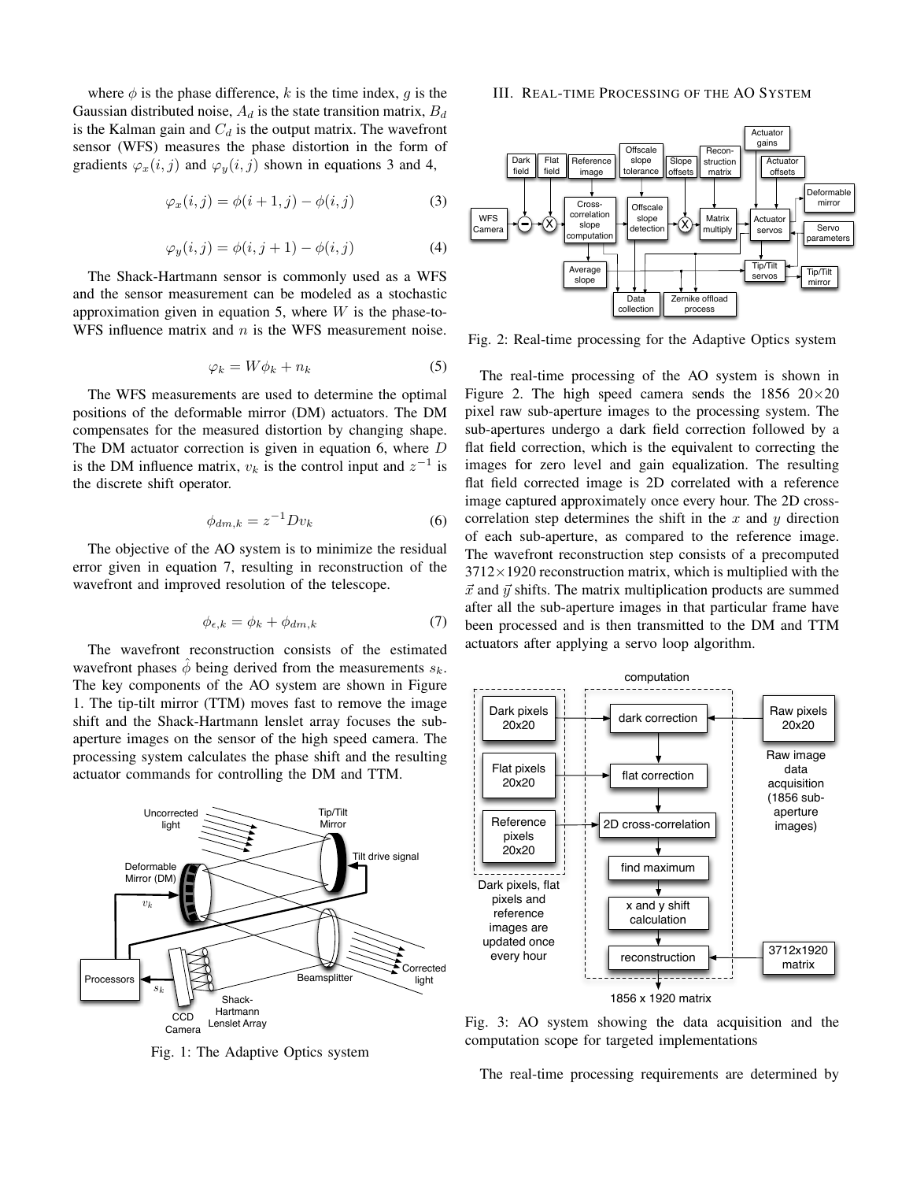where $\phi$ is the phase difference, $k$ is the time index, $g$ is the Gaussian distributed noise, $A_d$ is the state transition matrix, $B_d$ is the Kalman gain and $C_d$ is the output matrix. The wavefront sensor (WFS) measures the phase distortion in the form of gradients $\varphi_x(i,j)$ and $\varphi_y(i,j)$ shown in equations 3 and 4,

$$\varphi_x(i,j) = \phi(i+1,j) - \phi(i,j) \tag{3}$$

$$\varphi_y(i,j) = \phi(i,j+1) - \phi(i,j) \tag{4}$$

The Shack-Hartmann sensor is commonly used as a WFS and the sensor measurement can be modeled as a stochastic approximation given in equation 5, where $W$ is the phase-to-WFS influence matrix and $n$ is the WFS measurement noise.

$$\varphi_k = W\phi_k + n_k \tag{5}$$

The WFS measurements are used to determine the optimal positions of the deformable mirror (DM) actuators. The DM compensates for the measured distortion by changing shape. The DM actuator correction is given in equation 6, where $D$ is the DM influence matrix, $v_k$ is the control input and $z^{-1}$ is the discrete shift operator.

$$\phi_{dm,k} = z^{-1}Dv_k \tag{6}$$

The objective of the AO system is to minimize the residual error given in equation 7, resulting in reconstruction of the wavefront and improved resolution of the telescope.

$$\phi_{\epsilon,k} = \phi_k + \phi_{dm,k} \tag{7}$$

The wavefront reconstruction consists of the estimated wavefront phases $\hat{\phi}$ being derived from the measurements $s_k$. The key components of the AO system are shown in Figure 1. The tip-tilt mirror (TTM) moves fast to remove the image shift and the Shack-Hartmann lenslet array focuses the sub-aperture images on the sensor of the high speed camera. The processing system calculates the phase shift and the resulting actuator commands for controlling the DM and TTM.

Fig. 1: The Adaptive Optics system

## III. Real-time Processing of the AO System

Fig. 2: Real-time processing for the Adaptive Optics system

The real-time processing of the AO system is shown in Figure 2. The high speed camera sends the 1856 20×20 pixel raw sub-aperture images to the processing system. The sub-apertures undergo a dark field correction followed by a flat field correction, which is the equivalent to correcting the images for zero level and gain equalization. The resulting flat field corrected image is 2D correlated with a reference image captured approximately once every hour. The 2D cross-correlation step determines the shift in the $x$ and $y$ direction of each sub-aperture, as compared to the reference image. The wavefront reconstruction step consists of a precomputed 3712×1920 reconstruction matrix, which is multiplied with the $\vec{x}$ and $\vec{y}$ shifts. The matrix multiplication products are summed after all the sub-aperture images in that particular frame have been processed and is then transmitted to the DM and TTM actuators after applying a servo loop algorithm.

Fig. 3: AO system showing the data acquisition and the computation scope for targeted implementations

The real-time processing requirements are determined by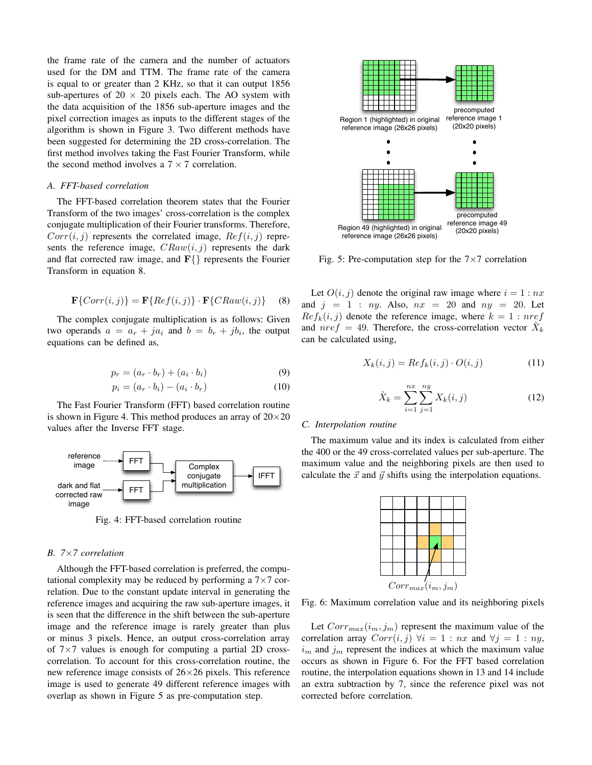the frame rate of the camera and the number of actuators used for the DM and TTM. The frame rate of the camera is equal to or greater than 2 KHz, so that it can output 1856 sub-apertures of 20 × 20 pixels each. The AO system with the data acquisition of the 1856 sub-aperture images and the pixel correction images as inputs to the different stages of the algorithm is shown in Figure 3. Two different methods have been suggested for determining the 2D cross-correlation. The first method involves taking the Fast Fourier Transform, while the second method involves a 7 × 7 correlation.

### *A. FFT-based correlation*

The FFT-based correlation theorem states that the Fourier Transform of the two images' cross-correlation is the complex conjugate multiplication of their Fourier transforms. Therefore, $Corr(i,j)$ represents the correlated image, $Ref(i,j)$ represents the reference image, $CRaw(i,j)$ represents the dark and flat corrected raw image, and $\mathbf{F}\{\}$ represents the Fourier Transform in equation 8.

$$\mathbf{F}\{Corr(i,j)\} = \mathbf{F}\{Ref(i,j)\} \cdot \mathbf{F}\{CRaw(i,j)\} \quad (8)$$

The complex conjugate multiplication is as follows: Given two operands $a = a_r + ja_i$ and $b = b_r + jb_i$, the output equations can be defined as,

$$p_r = (a_r \cdot b_r) + (a_i \cdot b_i) \quad (9)$$

$$p_i = (a_r \cdot b_i) - (a_i \cdot b_r) \quad (10)$$

The Fast Fourier Transform (FFT) based correlation routine is shown in Figure 4. This method produces an array of 20×20 values after the Inverse FFT stage.

Fig. 4: FFT-based correlation routine

### *B. 7×7 correlation*

Although the FFT-based correlation is preferred, the computational complexity may be reduced by performing a 7×7 correlation. Due to the constant update interval in generating the reference images and acquiring the raw sub-aperture images, it is seen that the difference in the shift between the sub-aperture image and the reference image is rarely greater than plus or minus 3 pixels. Hence, an output cross-correlation array of 7×7 values is enough for computing a partial 2D cross-correlation. To account for this cross-correlation routine, the new reference image consists of 26×26 pixels. This reference image is used to generate 49 different reference images with overlap as shown in Figure 5 as pre-computation step.

Fig. 5: Pre-computation step for the 7×7 correlation

Let $O(i,j)$ denote the original raw image where $i = 1 : nx$ and $j = 1 : ny$. Also, $nx = 20$ and $ny = 20$. Let $Ref_k(i,j)$ denote the reference image, where $k = 1 : nref$ and $nref = 49$. Therefore, the cross-correlation vector $\dot{X}_k$ can be calculated using,

$$X_k(i,j) = Ref_k(i,j) \cdot O(i,j) \quad (11)$$

$$\dot{X}_k = \sum_{i=1}^{nx} \sum_{j=1}^{ny} X_k(i,j) \quad (12)$$

### *C. Interpolation routine*

The maximum value and its index is calculated from either the 400 or the 49 cross-correlated values per sub-aperture. The maximum value and the neighboring pixels are then used to calculate the $\vec{x}$ and $\vec{y}$ shifts using the interpolation equations.

Fig. 6: Maximum correlation value and its neighboring pixels

Let $Corr_{max}(i_m, j_m)$ represent the maximum value of the correlation array $Corr(i,j)$ $\forall i = 1 : nx$ and $\forall j = 1 : ny$, $i_m$ and $j_m$ represent the indices at which the maximum value occurs as shown in Figure 6. For the FFT based correlation routine, the interpolation equations shown in 13 and 14 include an extra subtraction by 7, since the reference pixel was not corrected before correlation.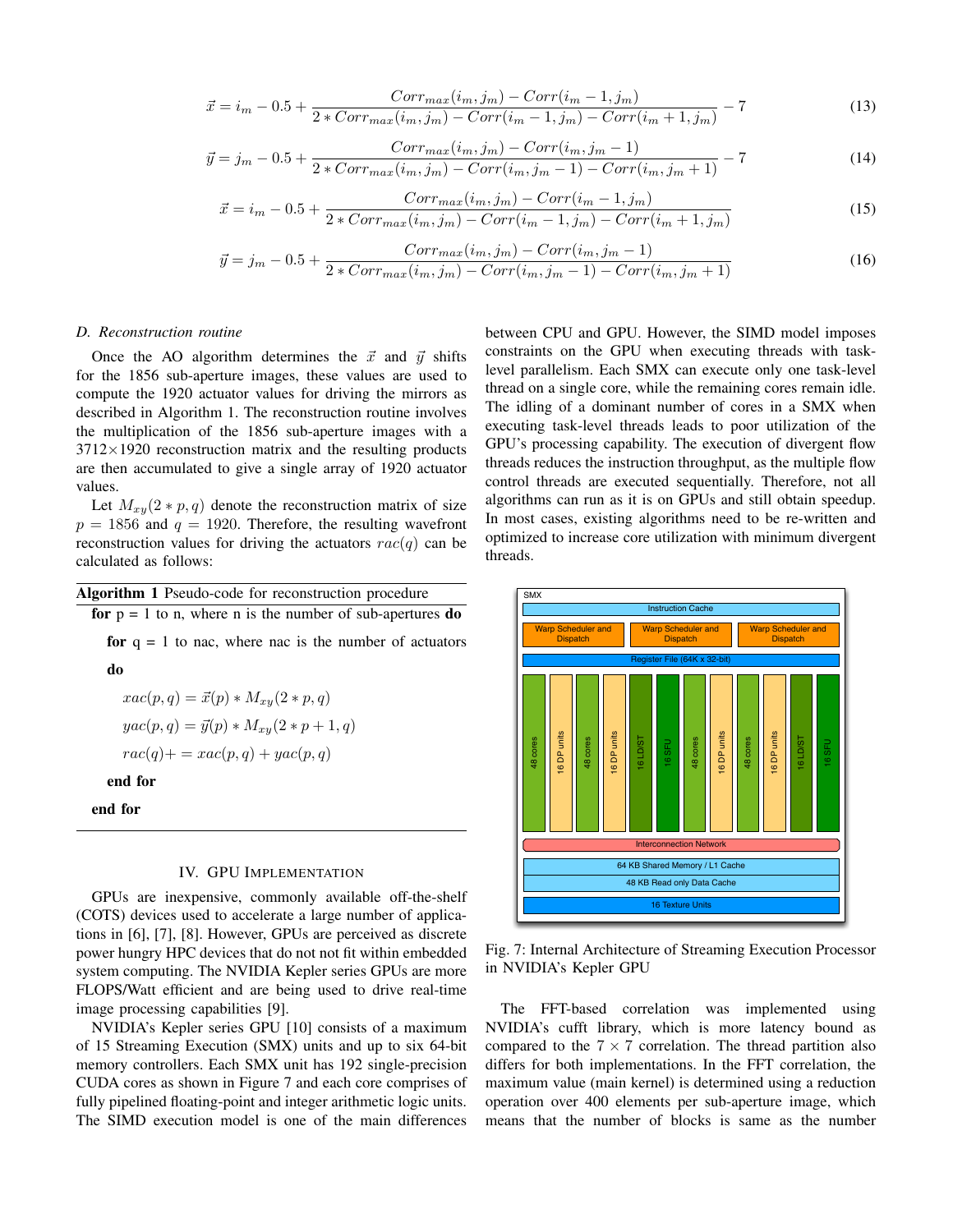$$\vec{x} = i_m - 0.5 + \frac{Corr_{max}(i_m, j_m) - Corr(i_m - 1, j_m)}{2 * Corr_{max}(i_m, j_m) - Corr(i_m - 1, j_m) - Corr(i_m + 1, j_m)} - 7 \tag{13}$$

$$\vec{y} = j_m - 0.5 + \frac{Corr_{max}(i_m, j_m) - Corr(i_m, j_m - 1)}{2 * Corr_{max}(i_m, j_m) - Corr(i_m, j_m - 1) - Corr(i_m, j_m + 1)} - 7 \tag{14}$$

$$\vec{x} = i_m - 0.5 + \frac{Corr_{max}(i_m, j_m) - Corr(i_m - 1, j_m)}{2 * Corr_{max}(i_m, j_m) - Corr(i_m - 1, j_m) - Corr(i_m + 1, j_m)} \tag{15}$$

$$\vec{y} = j_m - 0.5 + \frac{Corr_{max}(i_m, j_m) - Corr(i_m, j_m - 1)}{2 * Corr_{max}(i_m, j_m) - Corr(i_m, j_m - 1) - Corr(i_m, j_m + 1)} \tag{16}$$

### *D. Reconstruction routine*

Once the AO algorithm determines the $\vec{x}$ and $\vec{y}$ shifts for the 1856 sub-aperture images, these values are used to compute the 1920 actuator values for driving the mirrors as described in Algorithm 1. The reconstruction routine involves the multiplication of the 1856 sub-aperture images with a $3712 \times 1920$ reconstruction matrix and the resulting products are then accumulated to give a single array of 1920 actuator values.

Let $M_{xy}(2*p, q)$ denote the reconstruction matrix of size $p = 1856$ and $q = 1920$. Therefore, the resulting wavefront reconstruction values for driving the actuators $rac(q)$ can be calculated as follows:

**Algorithm 1** Pseudo-code for reconstruction procedure

**for** p = 1 to n, where n is the number of sub-apertures **do**
  **for** q = 1 to nac, where nac is the number of actuators **do**
    $xac(p, q) = \vec{x}(p) * M_{xy}(2*p, q)$
    $yac(p, q) = \vec{y}(p) * M_{xy}(2*p+1, q)$
    $rac(q) += xac(p, q) + yac(p, q)$
  **end for**
**end for**

## IV. GPU Implementation

GPUs are inexpensive, commonly available off-the-shelf (COTS) devices used to accelerate a large number of applications in [6], [7], [8]. However, GPUs are perceived as discrete power hungry HPC devices that do not not fit within embedded system computing. The NVIDIA Kepler series GPUs are more FLOPS/Watt efficient and are being used to drive real-time image processing capabilities [9].

NVIDIA's Kepler series GPU [10] consists of a maximum of 15 Streaming Execution (SMX) units and up to six 64-bit memory controllers. Each SMX unit has 192 single-precision CUDA cores as shown in Figure 7 and each core comprises of fully pipelined floating-point and integer arithmetic logic units. The SIMD execution model is one of the main differences between CPU and GPU. However, the SIMD model imposes constraints on the GPU when executing threads with task-level parallelism. Each SMX can execute only one task-level thread on a single core, while the remaining cores remain idle. The idling of a dominant number of cores in a SMX when executing task-level threads leads to poor utilization of the GPU's processing capability. The execution of divergent flow threads reduces the instruction throughput, as the multiple flow control threads are executed sequentially. Therefore, not all algorithms can run as it is on GPUs and still obtain speedup. In most cases, existing algorithms need to be re-written and optimized to increase core utilization with minimum divergent threads.

Fig. 7: Internal Architecture of Streaming Execution Processor in NVIDIA's Kepler GPU

The FFT-based correlation was implemented using NVIDIA's cufft library, which is more latency bound as compared to the $7 \times 7$ correlation. The thread partition also differs for both implementations. In the FFT correlation, the maximum value (main kernel) is determined using a reduction operation over 400 elements per sub-aperture image, which means that the number of blocks is same as the number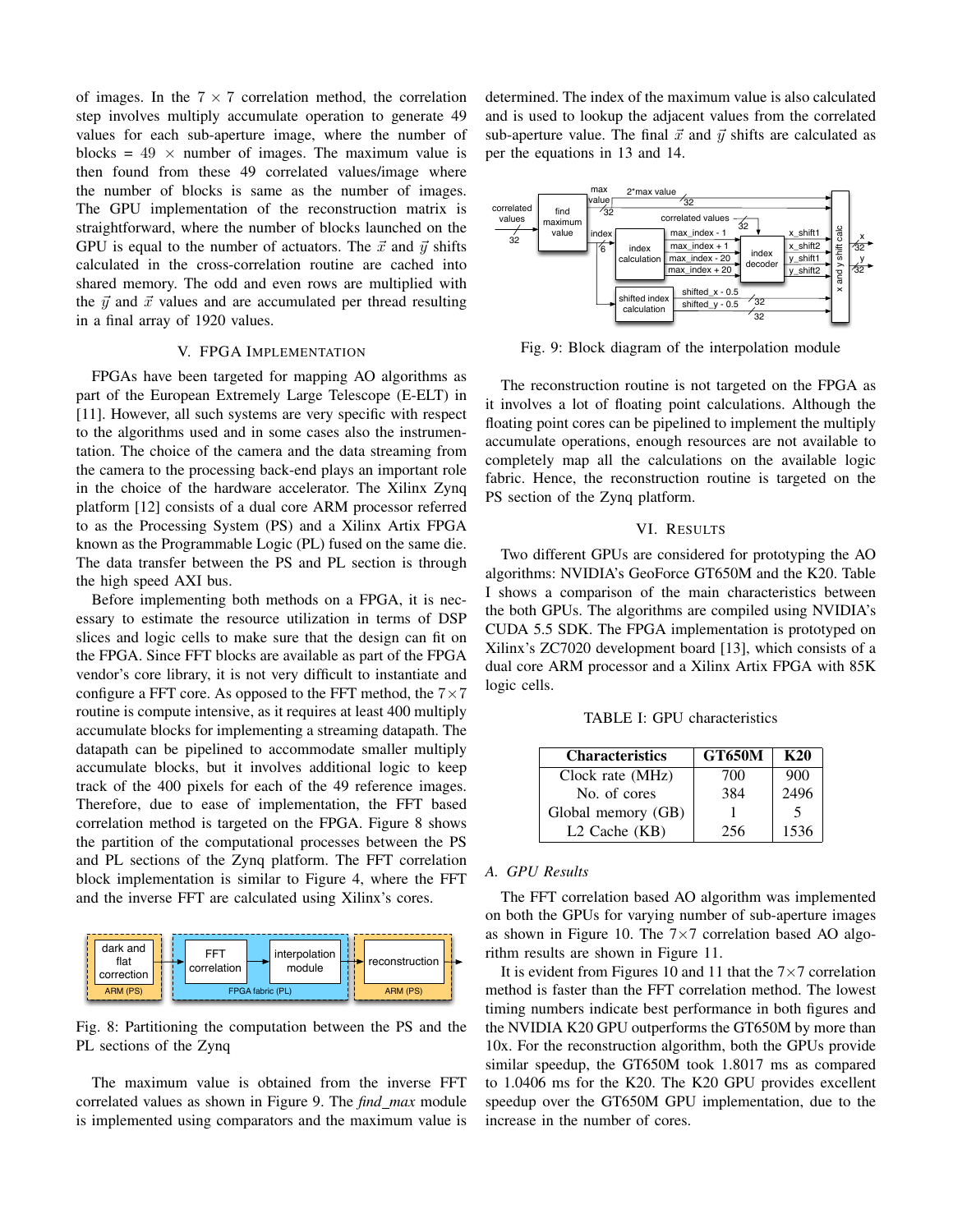of images. In the $7 \times 7$ correlation method, the correlation step involves multiply accumulate operation to generate 49 values for each sub-aperture image, where the number of blocks = $49 \times$ number of images. The maximum value is then found from these 49 correlated values/image where the number of blocks is same as the number of images. The GPU implementation of the reconstruction matrix is straightforward, where the number of blocks launched on the GPU is equal to the number of actuators. The $\vec{x}$ and $\vec{y}$ shifts calculated in the cross-correlation routine are cached into shared memory. The odd and even rows are multiplied with the $\vec{y}$ and $\vec{x}$ values and are accumulated per thread resulting in a final array of 1920 values.

## V. FPGA Implementation

FPGAs have been targeted for mapping AO algorithms as part of the European Extremely Large Telescope (E-ELT) in [11]. However, all such systems are very specific with respect to the algorithms used and in some cases also the instrumentation. The choice of the camera and the data streaming from the camera to the processing back-end plays an important role in the choice of the hardware accelerator. The Xilinx Zynq platform [12] consists of a dual core ARM processor referred to as the Processing System (PS) and a Xilinx Artix FPGA known as the Programmable Logic (PL) fused on the same die. The data transfer between the PS and PL section is through the high speed AXI bus.

Before implementing both methods on a FPGA, it is necessary to estimate the resource utilization in terms of DSP slices and logic cells to make sure that the design can fit on the FPGA. Since FFT blocks are available as part of the FPGA vendor's core library, it is not very difficult to instantiate and configure a FFT core. As opposed to the FFT method, the $7 \times 7$ routine is compute intensive, as it requires at least 400 multiply accumulate blocks for implementing a streaming datapath. The datapath can be pipelined to accommodate smaller multiply accumulate blocks, but it involves additional logic to keep track of the 400 pixels for each of the 49 reference images. Therefore, due to ease of implementation, the FFT based correlation method is targeted on the FPGA. Figure 8 shows the partition of the computational processes between the PS and PL sections of the Zynq platform. The FFT correlation block implementation is similar to Figure 4, where the FFT and the inverse FFT are calculated using Xilinx's cores.

Fig. 8: Partitioning the computation between the PS and the PL sections of the Zynq

The maximum value is obtained from the inverse FFT correlated values as shown in Figure 9. The *find_max* module is implemented using comparators and the maximum value is determined. The index of the maximum value is also calculated and is used to lookup the adjacent values from the correlated sub-aperture value. The final $\vec{x}$ and $\vec{y}$ shifts are calculated as per the equations in 13 and 14.

Fig. 9: Block diagram of the interpolation module

The reconstruction routine is not targeted on the FPGA as it involves a lot of floating point calculations. Although the floating point cores can be pipelined to implement the multiply accumulate operations, enough resources are not available to completely map all the calculations on the available logic fabric. Hence, the reconstruction routine is targeted on the PS section of the Zynq platform.

## VI. Results

Two different GPUs are considered for prototyping the AO algorithms: NVIDIA's GeoForce GT650M and the K20. Table I shows a comparison of the main characteristics between the both GPUs. The algorithms are compiled using NVIDIA's CUDA 5.5 SDK. The FPGA implementation is prototyped on Xilinx's ZC7020 development board [13], which consists of a dual core ARM processor and a Xilinx Artix FPGA with 85K logic cells.

TABLE I: GPU characteristics

| Characteristics | GT650M | K20 |
|---|---|---|
| Clock rate (MHz) | 700 | 900 |
| No. of cores | 384 | 2496 |
| Global memory (GB) | 1 | 5 |
| L2 Cache (KB) | 256 | 1536 |

### A. GPU Results

The FFT correlation based AO algorithm was implemented on both the GPUs for varying number of sub-aperture images as shown in Figure 10. The $7 \times 7$ correlation based AO algorithm results are shown in Figure 11.

It is evident from Figures 10 and 11 that the $7 \times 7$ correlation method is faster than the FFT correlation method. The lowest timing numbers indicate best performance in both figures and the NVIDIA K20 GPU outperforms the GT650M by more than 10x. For the reconstruction algorithm, both the GPUs provide similar speedup, the GT650M took 1.8017 ms as compared to 1.0406 ms for the K20. The K20 GPU provides excellent speedup over the GT650M GPU implementation, due to the increase in the number of cores.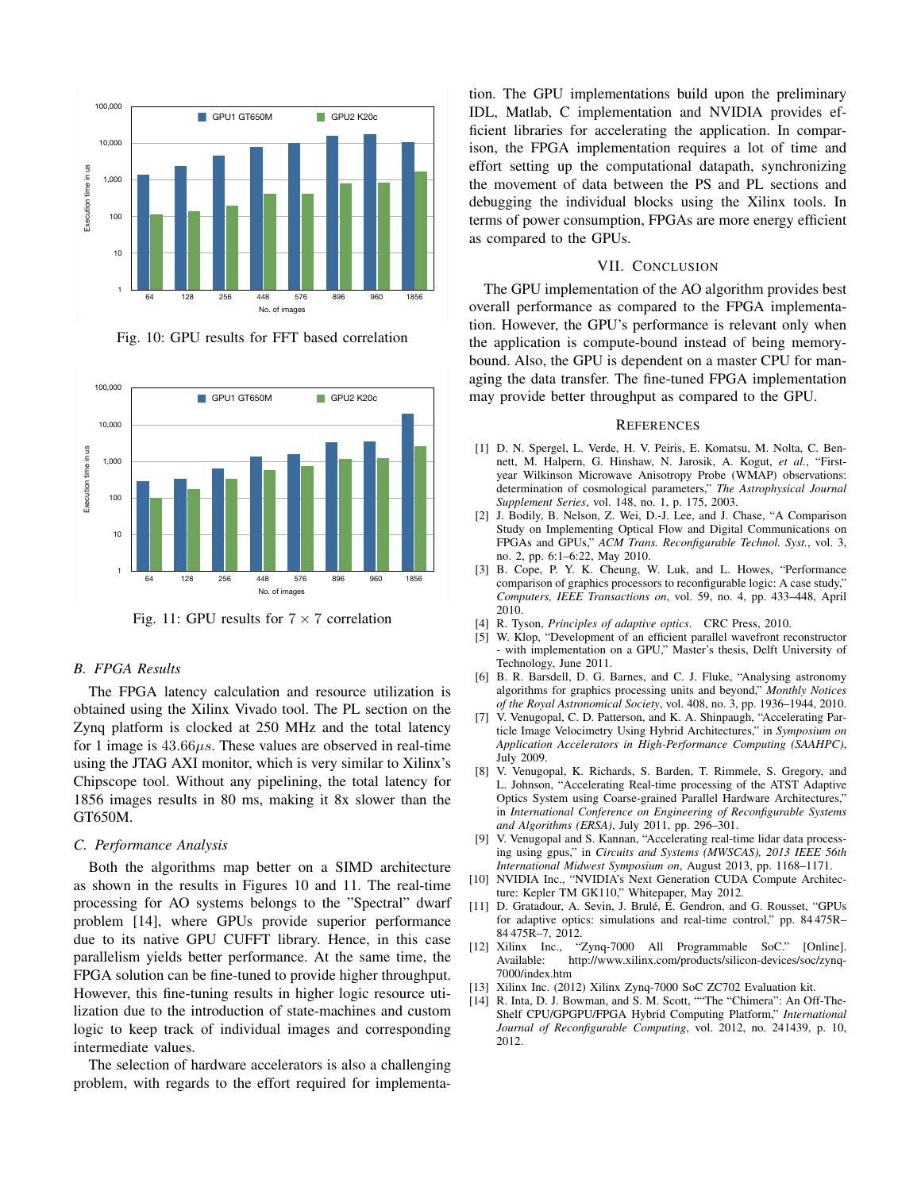100,000
10,000
1,000
100
10
1

GPU1 GT650M GPU2 K20c

Execution time in us

64 128 256 448 576 896 960 1856

No. of images

Fig. 10: GPU results for FFT based correlation

100,000
10,000
1,000
100
10
1

GPU1 GT650M GPU2 K20c

Execution time in us

64 128 256 448 576 896 960 1856

No. of images

Fig. 11: GPU results for $7 \times 7$ correlation

### *B. FPGA Results*

The FPGA latency calculation and resource utilization is obtained using the Xilinx Vivado tool. The PL section on the Zynq platform is clocked at 250 MHz and the total latency for 1 image is $43.66\mu s$. These values are observed in real-time using the JTAG AXI monitor, which is very similar to Xilinx's Chipscope tool. Without any pipelining, the total latency for 1856 images results in 80 ms, making it 8x slower than the GT650M.

### *C. Performance Analysis*

Both the algorithms map better on a SIMD architecture as shown in the results in Figures 10 and 11. The real-time processing for AO systems belongs to the "Spectral" dwarf problem [14], where GPUs provide superior performance due to its native GPU CUFFT library. Hence, in this case parallelism yields better performance. At the same time, the FPGA solution can be fine-tuned to provide higher throughput. However, this fine-tuning results in higher logic resource utilization due to the introduction of state-machines and custom logic to keep track of individual images and corresponding intermediate values.

The selection of hardware accelerators is also a challenging problem, with regards to the effort required for implementation. The GPU implementations build upon the preliminary IDL, Matlab, C implementation and NVIDIA provides efficient libraries for accelerating the application. In comparison, the FPGA implementation requires a lot of time and effort setting up the computational datapath, synchronizing the movement of data between the PS and PL sections and debugging the individual blocks using the Xilinx tools. In terms of power consumption, FPGAs are more energy efficient as compared to the GPUs.

## VII. Conclusion

The GPU implementation of the AO algorithm provides best overall performance as compared to the FPGA implementation. However, the GPU's performance is relevant only when the application is compute-bound instead of being memory-bound. Also, the GPU is dependent on a master CPU for managing the data transfer. The fine-tuned FPGA implementation may provide better throughput as compared to the GPU.

## References

[1] D. N. Spergel, L. Verde, H. V. Peiris, E. Komatsu, M. Nolta, C. Bennett, M. Halpern, G. Hinshaw, N. Jarosik, A. Kogut, *et al.*, "First-year Wilkinson Microwave Anisotropy Probe (WMAP) observations: determination of cosmological parameters," *The Astrophysical Journal Supplement Series*, vol. 148, no. 1, p. 175, 2003.

[2] J. Bodily, B. Nelson, Z. Wei, D.-J. Lee, and J. Chase, "A Comparison Study on Implementing Optical Flow and Digital Communications on FPGAs and GPUs," *ACM Trans. Reconfigurable Technol. Syst.*, vol. 3, no. 2, pp. 6:1–6:22, May 2010.

[3] B. Cope, P. Y. K. Cheung, W. Luk, and L. Howes, "Performance comparison of graphics processors to reconfigurable logic: A case study," *Computers, IEEE Transactions on*, vol. 59, no. 4, pp. 433–448, April 2010.

[4] R. Tyson, *Principles of adaptive optics*. CRC Press, 2010.

[5] W. Klop, "Development of an efficient parallel wavefront reconstructor - with implementation on a GPU," Master's thesis, Delft University of Technology, June 2011.

[6] B. R. Barsdell, D. G. Barnes, and C. J. Fluke, "Analysing astronomy algorithms for graphics processing units and beyond," *Monthly Notices of the Royal Astronomical Society*, vol. 408, no. 3, pp. 1936–1944, 2010.

[7] V. Venugopal, C. D. Patterson, and K. A. Shinpaugh, "Accelerating Particle Image Velocimetry Using Hybrid Architectures," in *Symposium on Application Accelerators in High-Performance Computing (SAAHPC)*, July 2009.

[8] V. Venugopal, K. Richards, S. Barden, T. Rimmele, S. Gregory, and L. Johnson, "Accelerating Real-time processing of the ATST Adaptive Optics System using Coarse-grained Parallel Hardware Architectures," in *International Conference on Engineering of Reconfigurable Systems and Algorithms (ERSA)*, July 2011, pp. 296–301.

[9] V. Venugopal and S. Kannan, "Accelerating real-time lidar data processing using gpus," in *Circuits and Systems (MWSCAS), 2013 IEEE 56th International Midwest Symposium on*, August 2013, pp. 1168–1171.

[10] NVIDIA Inc., "NVIDIA's Next Generation CUDA Compute Architecture: Kepler TM GK110," Whitepaper, May 2012.

[11] D. Gratadour, A. Sevin, J. Brulé, É. Gendron, and G. Rousset, "GPUs for adaptive optics: simulations and real-time control," pp. 84 475R–84 475R–7, 2012.

[12] Xilinx Inc., "Zynq-7000 All Programmable SoC." [Online]. Available: http://www.xilinx.com/products/silicon-devices/soc/zynq-7000/index.htm

[13] Xilinx Inc. (2012) Xilinx Zynq-7000 SoC ZC702 Evaluation kit.

[14] R. Inta, D. J. Bowman, and S. M. Scott, ""The "Chimera": An Off-The-Shelf CPU/GPGPU/FPGA Hybrid Computing Platform," *International Journal of Reconfigurable Computing*, vol. 2012, no. 241439, p. 10, 2012.